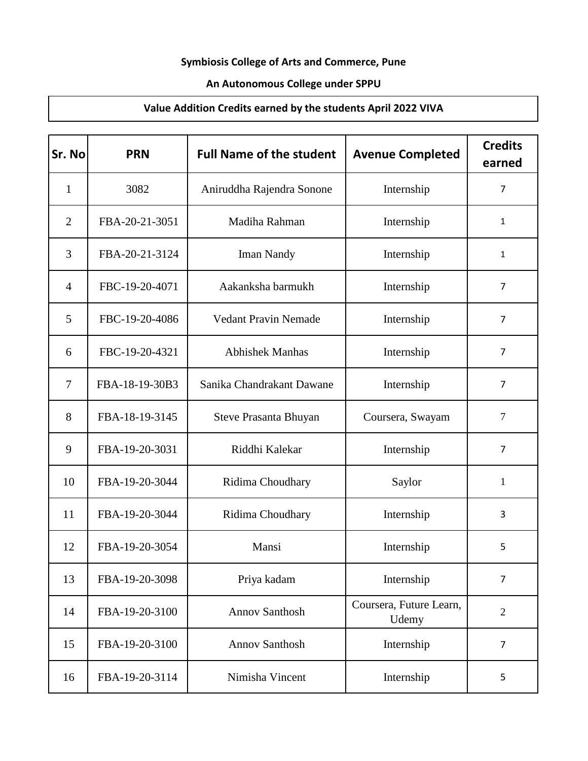**Symbiosis College of Arts and Commerce, Pune**

**An Autonomous College under SPPU**

**Value Addition Credits earned by the students April 2022 VIVA**

| Sr. No | PRN | Full Name of the student | Avenue Completed | Credits earned |
|---|---|---|---|---|
| 1 | 3082 | Aniruddha Rajendra Sonone | Internship | 7 |
| 2 | FBA-20-21-3051 | Madiha Rahman | Internship | 1 |
| 3 | FBA-20-21-3124 | Iman Nandy | Internship | 1 |
| 4 | FBC-19-20-4071 | Aakanksha barmukh | Internship | 7 |
| 5 | FBC-19-20-4086 | Vedant Pravin Nemade | Internship | 7 |
| 6 | FBC-19-20-4321 | Abhishek Manhas | Internship | 7 |
| 7 | FBA-18-19-30B3 | Sanika Chandrakant Dawane | Internship | 7 |
| 8 | FBA-18-19-3145 | Steve Prasanta Bhuyan | Coursera, Swayam | 7 |
| 9 | FBA-19-20-3031 | Riddhi Kalekar | Internship | 7 |
| 10 | FBA-19-20-3044 | Ridima Choudhary | Saylor | 1 |
| 11 | FBA-19-20-3044 | Ridima Choudhary | Internship | 3 |
| 12 | FBA-19-20-3054 | Mansi | Internship | 5 |
| 13 | FBA-19-20-3098 | Priya kadam | Internship | 7 |
| 14 | FBA-19-20-3100 | Annov Santhosh | Coursera, Future Learn, Udemy | 2 |
| 15 | FBA-19-20-3100 | Annov Santhosh | Internship | 7 |
| 16 | FBA-19-20-3114 | Nimisha Vincent | Internship | 5 |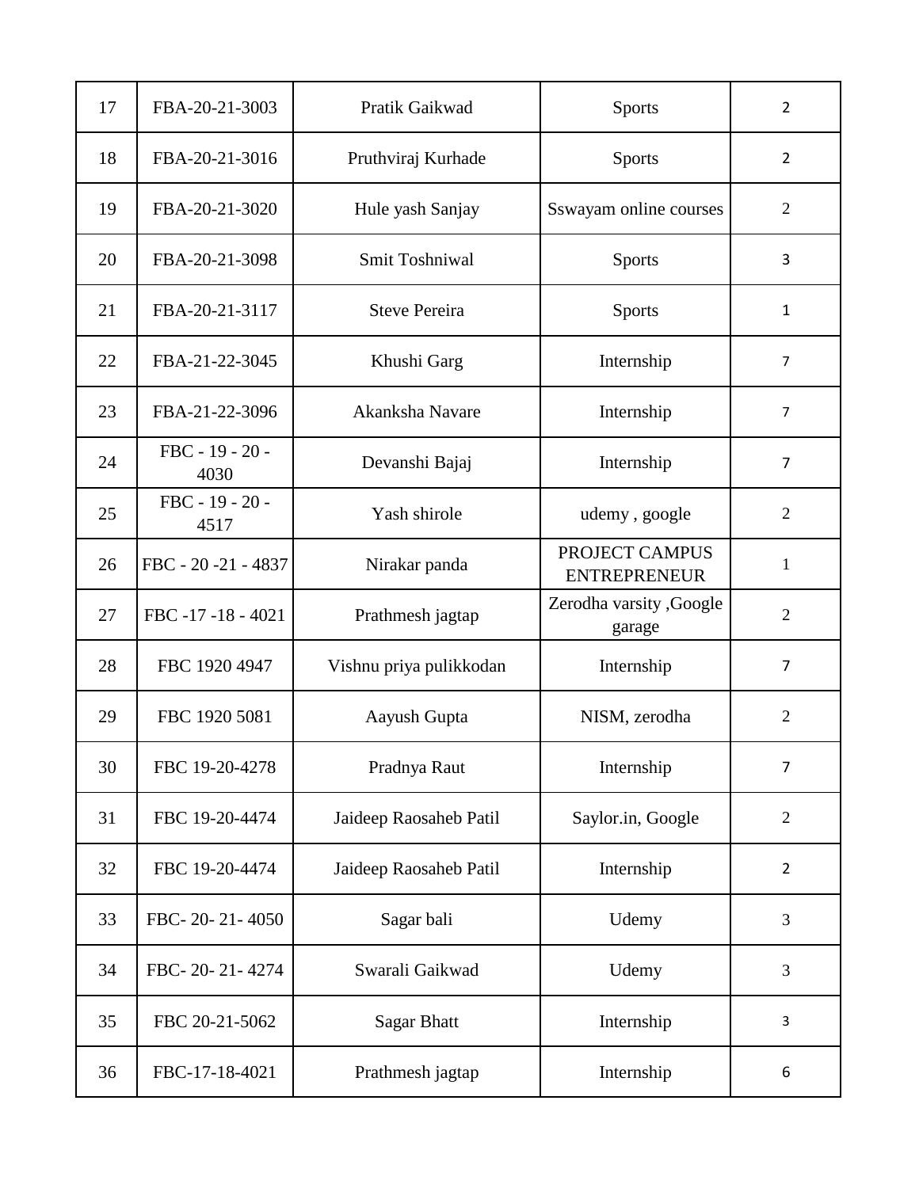| 17 | FBA-20-21-3003 | Pratik Gaikwad | Sports | 2 |
|---|---|---|---|---|
| 18 | FBA-20-21-3016 | Pruthviraj Kurhade | Sports | 2 |
| 19 | FBA-20-21-3020 | Hule yash Sanjay | Sswayam online courses | 2 |
| 20 | FBA-20-21-3098 | Smit Toshniwal | Sports | 3 |
| 21 | FBA-20-21-3117 | Steve Pereira | Sports | 1 |
| 22 | FBA-21-22-3045 | Khushi Garg | Internship | 7 |
| 23 | FBA-21-22-3096 | Akanksha Navare | Internship | 7 |
| 24 | FBC - 19 - 20 - 4030 | Devanshi Bajaj | Internship | 7 |
| 25 | FBC - 19 - 20 - 4517 | Yash shirole | udemy , google | 2 |
| 26 | FBC - 20 -21 - 4837 | Nirakar panda | PROJECT CAMPUS ENTREPRENEUR | 1 |
| 27 | FBC -17 -18 - 4021 | Prathmesh jagtap | Zerodha varsity ,Google garage | 2 |
| 28 | FBC 1920 4947 | Vishnu priya pulikkodan | Internship | 7 |
| 29 | FBC 1920 5081 | Aayush Gupta | NISM, zerodha | 2 |
| 30 | FBC 19-20-4278 | Pradnya Raut | Internship | 7 |
| 31 | FBC 19-20-4474 | Jaideep Raosaheb Patil | Saylor.in, Google | 2 |
| 32 | FBC 19-20-4474 | Jaideep Raosaheb Patil | Internship | 2 |
| 33 | FBC- 20- 21- 4050 | Sagar bali | Udemy | 3 |
| 34 | FBC- 20- 21- 4274 | Swarali Gaikwad | Udemy | 3 |
| 35 | FBC 20-21-5062 | Sagar Bhatt | Internship | 3 |
| 36 | FBC-17-18-4021 | Prathmesh jagtap | Internship | 6 |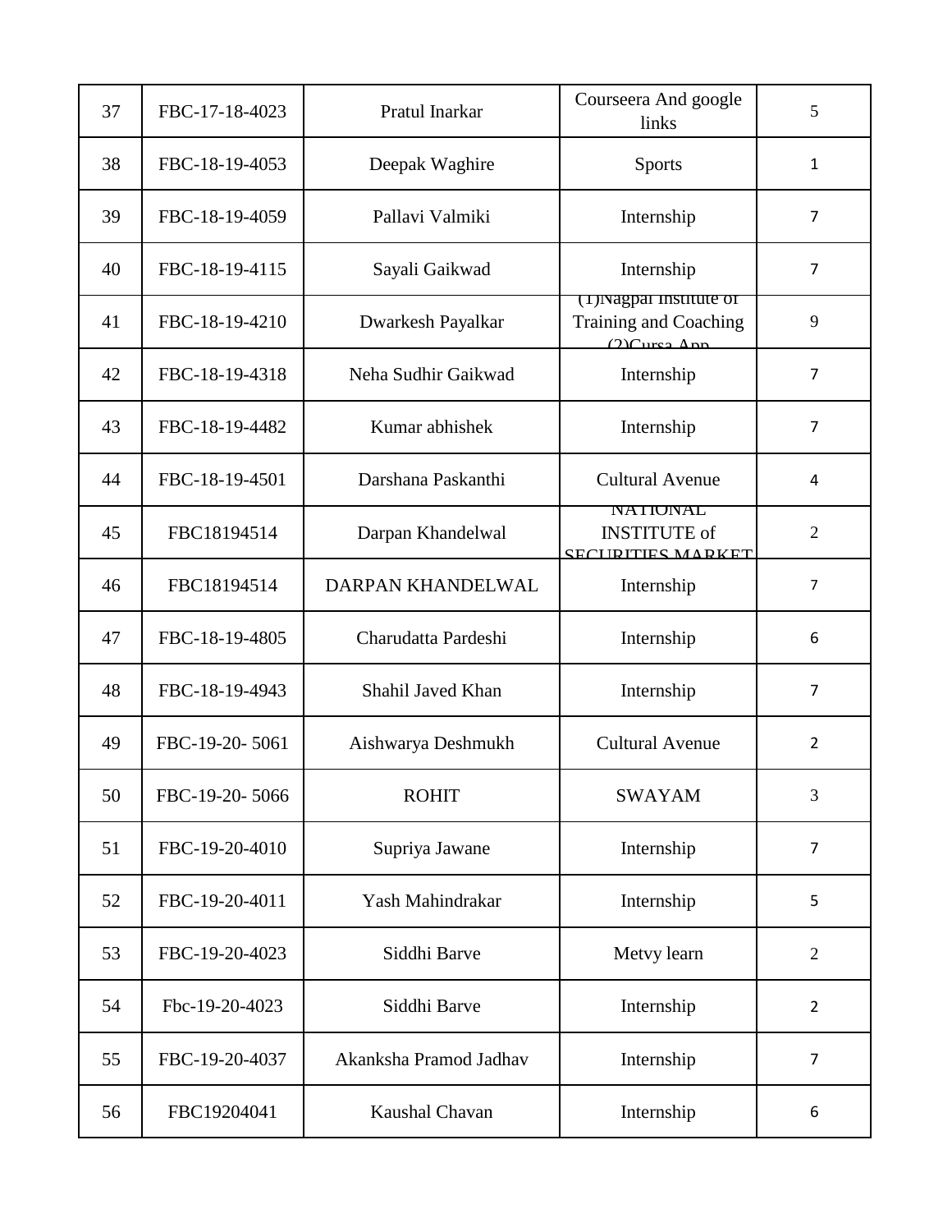| 37 | FBC-17-18-4023 | Pratul Inarkar | Courseera And google links | 5 |
|---|---|---|---|---|
| 38 | FBC-18-19-4053 | Deepak Waghire | Sports | 1 |
| 39 | FBC-18-19-4059 | Pallavi Valmiki | Internship | 7 |
| 40 | FBC-18-19-4115 | Sayali Gaikwad | Internship | 7 |
| 41 | FBC-18-19-4210 | Dwarkesh Payalkar | (1)Nagpal Institute of Training and Coaching (2)Cursa App | 9 |
| 42 | FBC-18-19-4318 | Neha Sudhir Gaikwad | Internship | 7 |
| 43 | FBC-18-19-4482 | Kumar abhishek | Internship | 7 |
| 44 | FBC-18-19-4501 | Darshana Paskanthi | Cultural Avenue | 4 |
| 45 | FBC18194514 | Darpan Khandelwal | NATIONAL INSTITUTE of SECURITIES MARKET | 2 |
| 46 | FBC18194514 | DARPAN KHANDELWAL | Internship | 7 |
| 47 | FBC-18-19-4805 | Charudatta Pardeshi | Internship | 6 |
| 48 | FBC-18-19-4943 | Shahil Javed Khan | Internship | 7 |
| 49 | FBC-19-20- 5061 | Aishwarya Deshmukh | Cultural Avenue | 2 |
| 50 | FBC-19-20- 5066 | ROHIT | SWAYAM | 3 |
| 51 | FBC-19-20-4010 | Supriya Jawane | Internship | 7 |
| 52 | FBC-19-20-4011 | Yash Mahindrakar | Internship | 5 |
| 53 | FBC-19-20-4023 | Siddhi Barve | Metvy learn | 2 |
| 54 | Fbc-19-20-4023 | Siddhi Barve | Internship | 2 |
| 55 | FBC-19-20-4037 | Akanksha Pramod Jadhav | Internship | 7 |
| 56 | FBC19204041 | Kaushal Chavan | Internship | 6 |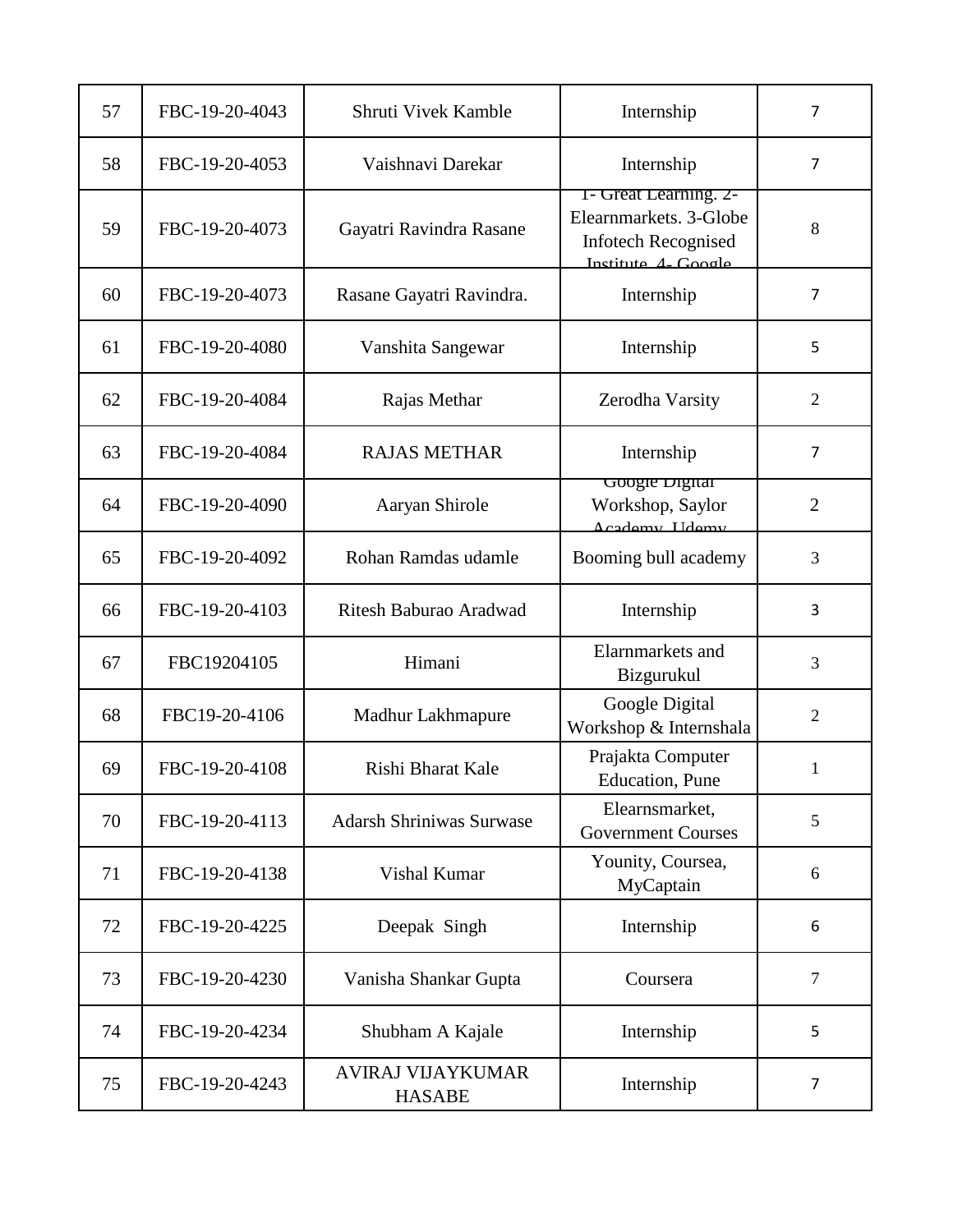| 57 | FBC-19-20-4043 | Shruti Vivek Kamble | Internship | 7 |
|---|---|---|---|---|
| 58 | FBC-19-20-4053 | Vaishnavi Darekar | Internship | 7 |
| 59 | FBC-19-20-4073 | Gayatri Ravindra Rasane | 1- Great Learning. 2- Elearnmarkets. 3-Globe Infotech Recognised Institute. 4- Google | 8 |
| 60 | FBC-19-20-4073 | Rasane Gayatri Ravindra. | Internship | 7 |
| 61 | FBC-19-20-4080 | Vanshita Sangewar | Internship | 5 |
| 62 | FBC-19-20-4084 | Rajas Methar | Zerodha Varsity | 2 |
| 63 | FBC-19-20-4084 | RAJAS METHAR | Internship | 7 |
| 64 | FBC-19-20-4090 | Aaryan Shirole | Google Digital Workshop, Saylor Academy, Udemy | 2 |
| 65 | FBC-19-20-4092 | Rohan Ramdas udamle | Booming bull academy | 3 |
| 66 | FBC-19-20-4103 | Ritesh Baburao Aradwad | Internship | 3 |
| 67 | FBC19204105 | Himani | Elarnmarkets and Bizgurukul | 3 |
| 68 | FBC19-20-4106 | Madhur Lakhmapure | Google Digital Workshop & Internshala | 2 |
| 69 | FBC-19-20-4108 | Rishi Bharat Kale | Prajakta Computer Education, Pune | 1 |
| 70 | FBC-19-20-4113 | Adarsh Shriniwas Surwase | Elearnsmarket, Government Courses | 5 |
| 71 | FBC-19-20-4138 | Vishal Kumar | Younity, Coursea, MyCaptain | 6 |
| 72 | FBC-19-20-4225 | Deepak Singh | Internship | 6 |
| 73 | FBC-19-20-4230 | Vanisha Shankar Gupta | Coursera | 7 |
| 74 | FBC-19-20-4234 | Shubham A Kajale | Internship | 5 |
| 75 | FBC-19-20-4243 | AVIRAJ VIJAYKUMAR HASABE | Internship | 7 |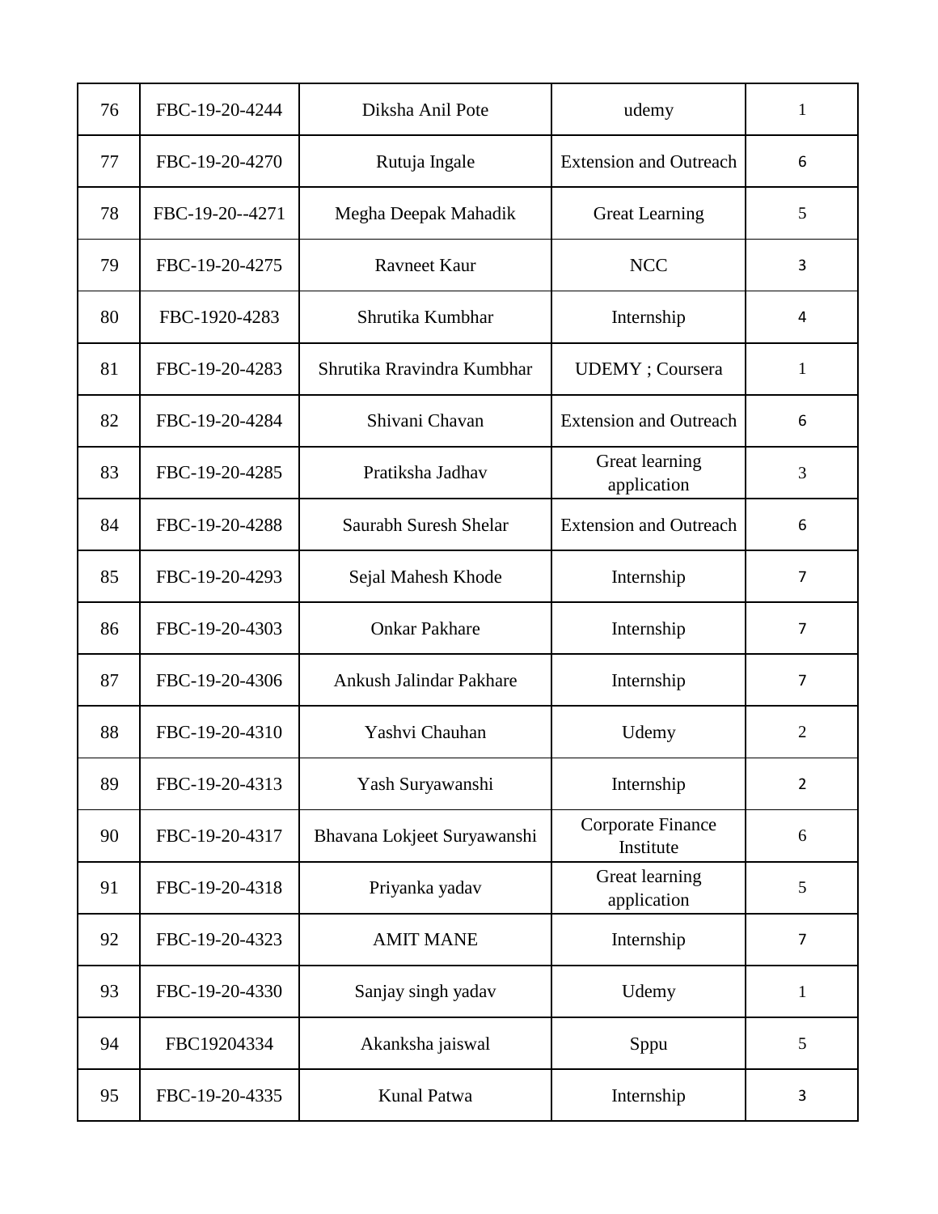| 76 | FBC-19-20-4244 | Diksha Anil Pote | udemy | 1 |
|---|---|---|---|---|
| 77 | FBC-19-20-4270 | Rutuja Ingale | Extension and Outreach | 6 |
| 78 | FBC-19-20--4271 | Megha Deepak Mahadik | Great Learning | 5 |
| 79 | FBC-19-20-4275 | Ravneet Kaur | NCC | 3 |
| 80 | FBC-1920-4283 | Shrutika Kumbhar | Internship | 4 |
| 81 | FBC-19-20-4283 | Shrutika Rravindra Kumbhar | UDEMY ; Coursera | 1 |
| 82 | FBC-19-20-4284 | Shivani Chavan | Extension and Outreach | 6 |
| 83 | FBC-19-20-4285 | Pratiksha Jadhav | Great learning application | 3 |
| 84 | FBC-19-20-4288 | Saurabh Suresh Shelar | Extension and Outreach | 6 |
| 85 | FBC-19-20-4293 | Sejal Mahesh Khode | Internship | 7 |
| 86 | FBC-19-20-4303 | Onkar Pakhare | Internship | 7 |
| 87 | FBC-19-20-4306 | Ankush Jalindar Pakhare | Internship | 7 |
| 88 | FBC-19-20-4310 | Yashvi Chauhan | Udemy | 2 |
| 89 | FBC-19-20-4313 | Yash Suryawanshi | Internship | 2 |
| 90 | FBC-19-20-4317 | Bhavana Lokjeet Suryawanshi | Corporate Finance Institute | 6 |
| 91 | FBC-19-20-4318 | Priyanka yadav | Great learning application | 5 |
| 92 | FBC-19-20-4323 | AMIT MANE | Internship | 7 |
| 93 | FBC-19-20-4330 | Sanjay singh yadav | Udemy | 1 |
| 94 | FBC19204334 | Akanksha jaiswal | Sppu | 5 |
| 95 | FBC-19-20-4335 | Kunal Patwa | Internship | 3 |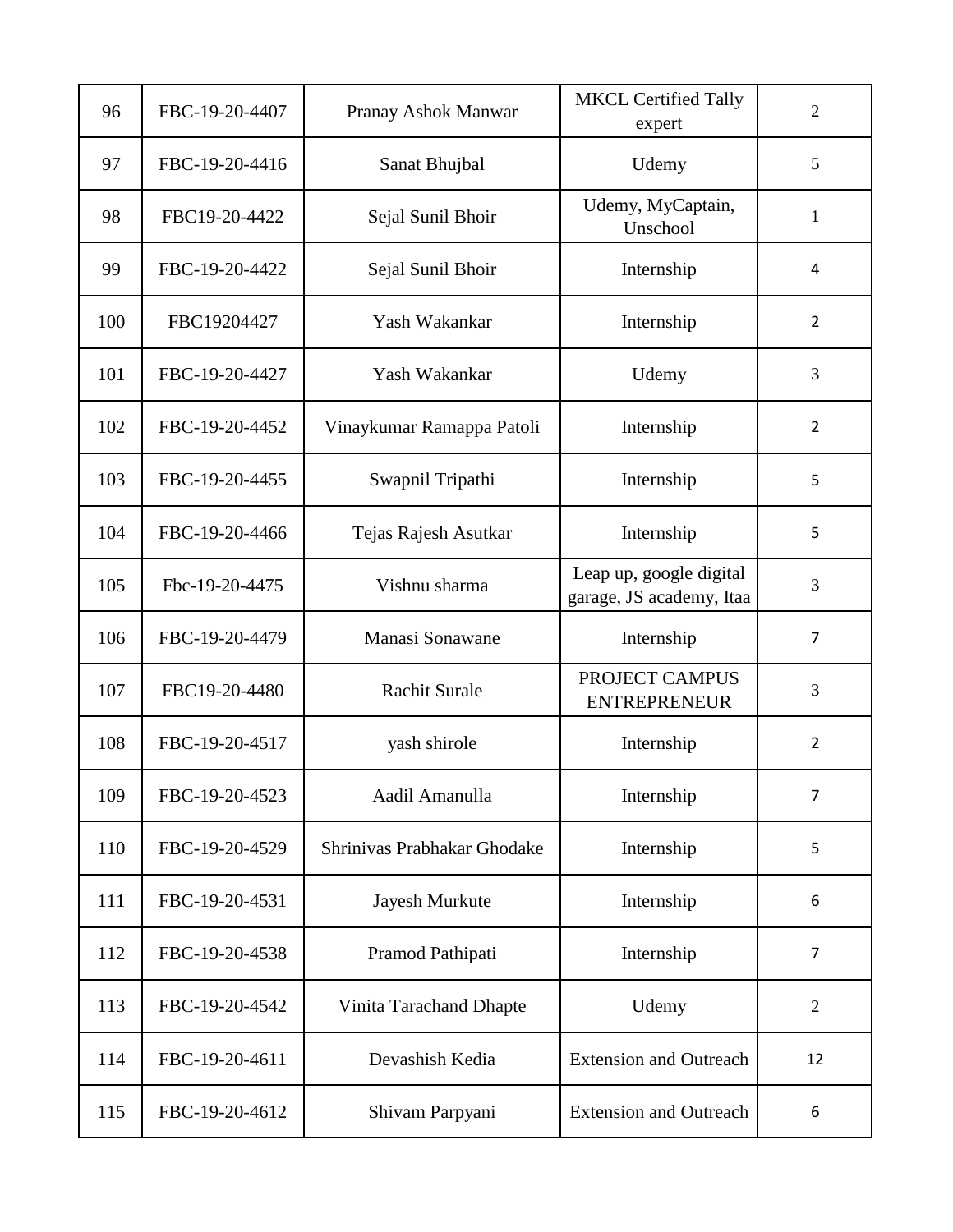| 96 | FBC-19-20-4407 | Pranay Ashok Manwar | MKCL Certified Tally expert | 2 |
|---|---|---|---|---|
| 97 | FBC-19-20-4416 | Sanat Bhujbal | Udemy | 5 |
| 98 | FBC19-20-4422 | Sejal Sunil Bhoir | Udemy, MyCaptain, Unschool | 1 |
| 99 | FBC-19-20-4422 | Sejal Sunil Bhoir | Internship | 4 |
| 100 | FBC19204427 | Yash Wakankar | Internship | 2 |
| 101 | FBC-19-20-4427 | Yash Wakankar | Udemy | 3 |
| 102 | FBC-19-20-4452 | Vinaykumar Ramappa Patoli | Internship | 2 |
| 103 | FBC-19-20-4455 | Swapnil Tripathi | Internship | 5 |
| 104 | FBC-19-20-4466 | Tejas Rajesh Asutkar | Internship | 5 |
| 105 | Fbc-19-20-4475 | Vishnu sharma | Leap up, google digital garage, JS academy, Itaa | 3 |
| 106 | FBC-19-20-4479 | Manasi Sonawane | Internship | 7 |
| 107 | FBC19-20-4480 | Rachit Surale | PROJECT CAMPUS ENTREPRENEUR | 3 |
| 108 | FBC-19-20-4517 | yash shirole | Internship | 2 |
| 109 | FBC-19-20-4523 | Aadil Amanulla | Internship | 7 |
| 110 | FBC-19-20-4529 | Shrinivas Prabhakar Ghodake | Internship | 5 |
| 111 | FBC-19-20-4531 | Jayesh Murkute | Internship | 6 |
| 112 | FBC-19-20-4538 | Pramod Pathipati | Internship | 7 |
| 113 | FBC-19-20-4542 | Vinita Tarachand Dhapte | Udemy | 2 |
| 114 | FBC-19-20-4611 | Devashish Kedia | Extension and Outreach | 12 |
| 115 | FBC-19-20-4612 | Shivam Parpyani | Extension and Outreach | 6 |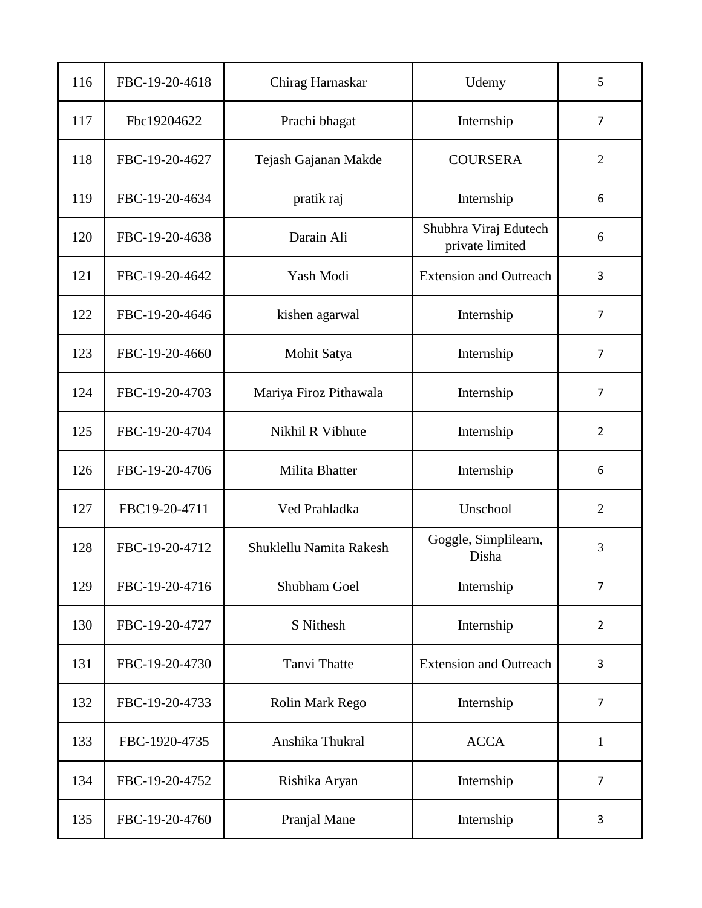| 116 | FBC-19-20-4618 | Chirag Harnaskar | Udemy | 5 |
|---|---|---|---|---|
| 117 | Fbc19204622 | Prachi bhagat | Internship | 7 |
| 118 | FBC-19-20-4627 | Tejash Gajanan Makde | COURSERA | 2 |
| 119 | FBC-19-20-4634 | pratik raj | Internship | 6 |
| 120 | FBC-19-20-4638 | Darain Ali | Shubhra Viraj Edutech private limited | 6 |
| 121 | FBC-19-20-4642 | Yash Modi | Extension and Outreach | 3 |
| 122 | FBC-19-20-4646 | kishen agarwal | Internship | 7 |
| 123 | FBC-19-20-4660 | Mohit Satya | Internship | 7 |
| 124 | FBC-19-20-4703 | Mariya Firoz Pithawala | Internship | 7 |
| 125 | FBC-19-20-4704 | Nikhil R Vibhute | Internship | 2 |
| 126 | FBC-19-20-4706 | Milita Bhatter | Internship | 6 |
| 127 | FBC19-20-4711 | Ved Prahladka | Unschool | 2 |
| 128 | FBC-19-20-4712 | Shuklellu Namita Rakesh | Goggle, Simplilearn, Disha | 3 |
| 129 | FBC-19-20-4716 | Shubham Goel | Internship | 7 |
| 130 | FBC-19-20-4727 | S Nithesh | Internship | 2 |
| 131 | FBC-19-20-4730 | Tanvi Thatte | Extension and Outreach | 3 |
| 132 | FBC-19-20-4733 | Rolin Mark Rego | Internship | 7 |
| 133 | FBC-1920-4735 | Anshika Thukral | ACCA | 1 |
| 134 | FBC-19-20-4752 | Rishika Aryan | Internship | 7 |
| 135 | FBC-19-20-4760 | Pranjal Mane | Internship | 3 |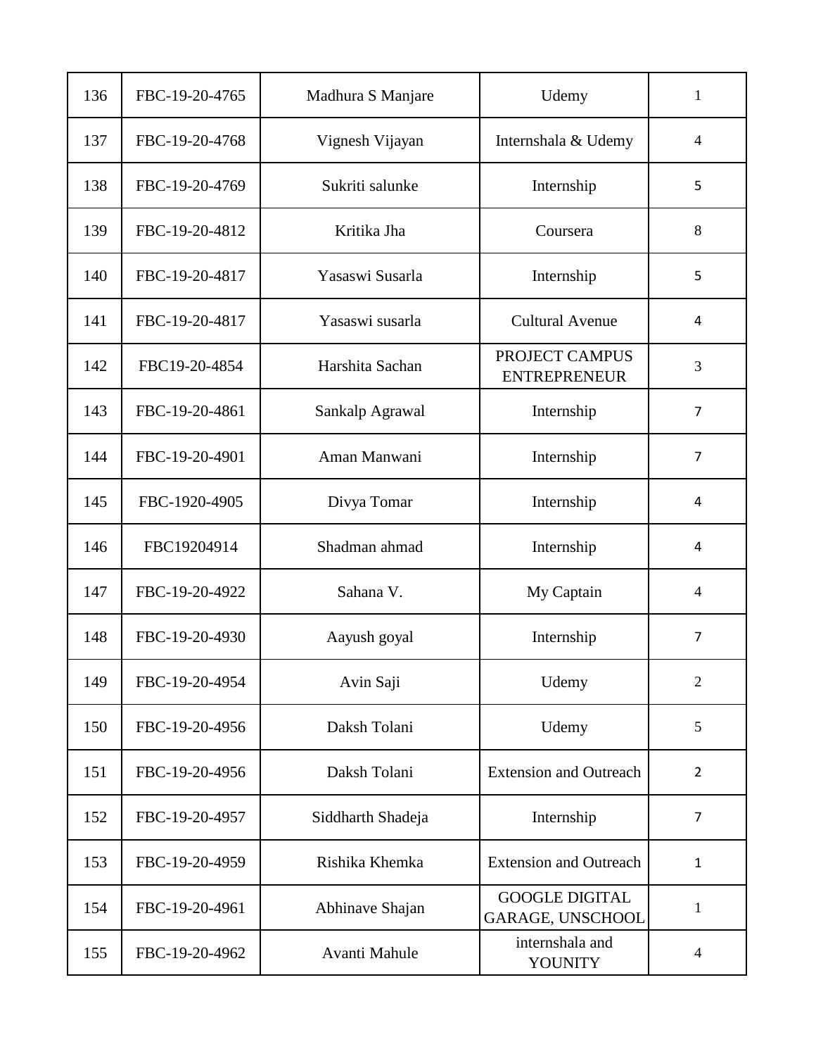| 136 | FBC-19-20-4765 | Madhura S Manjare | Udemy | 1 |
|---|---|---|---|---|
| 137 | FBC-19-20-4768 | Vignesh Vijayan | Internshala & Udemy | 4 |
| 138 | FBC-19-20-4769 | Sukriti salunke | Internship | 5 |
| 139 | FBC-19-20-4812 | Kritika Jha | Coursera | 8 |
| 140 | FBC-19-20-4817 | Yasaswi Susarla | Internship | 5 |
| 141 | FBC-19-20-4817 | Yasaswi susarla | Cultural Avenue | 4 |
| 142 | FBC19-20-4854 | Harshita Sachan | PROJECT CAMPUS ENTREPRENEUR | 3 |
| 143 | FBC-19-20-4861 | Sankalp Agrawal | Internship | 7 |
| 144 | FBC-19-20-4901 | Aman Manwani | Internship | 7 |
| 145 | FBC-1920-4905 | Divya Tomar | Internship | 4 |
| 146 | FBC19204914 | Shadman ahmad | Internship | 4 |
| 147 | FBC-19-20-4922 | Sahana V. | My Captain | 4 |
| 148 | FBC-19-20-4930 | Aayush goyal | Internship | 7 |
| 149 | FBC-19-20-4954 | Avin Saji | Udemy | 2 |
| 150 | FBC-19-20-4956 | Daksh Tolani | Udemy | 5 |
| 151 | FBC-19-20-4956 | Daksh Tolani | Extension and Outreach | 2 |
| 152 | FBC-19-20-4957 | Siddharth Shadeja | Internship | 7 |
| 153 | FBC-19-20-4959 | Rishika Khemka | Extension and Outreach | 1 |
| 154 | FBC-19-20-4961 | Abhinave Shajan | GOOGLE DIGITAL GARAGE, UNSCHOOL | 1 |
| 155 | FBC-19-20-4962 | Avanti Mahule | internshala and YOUNITY | 4 |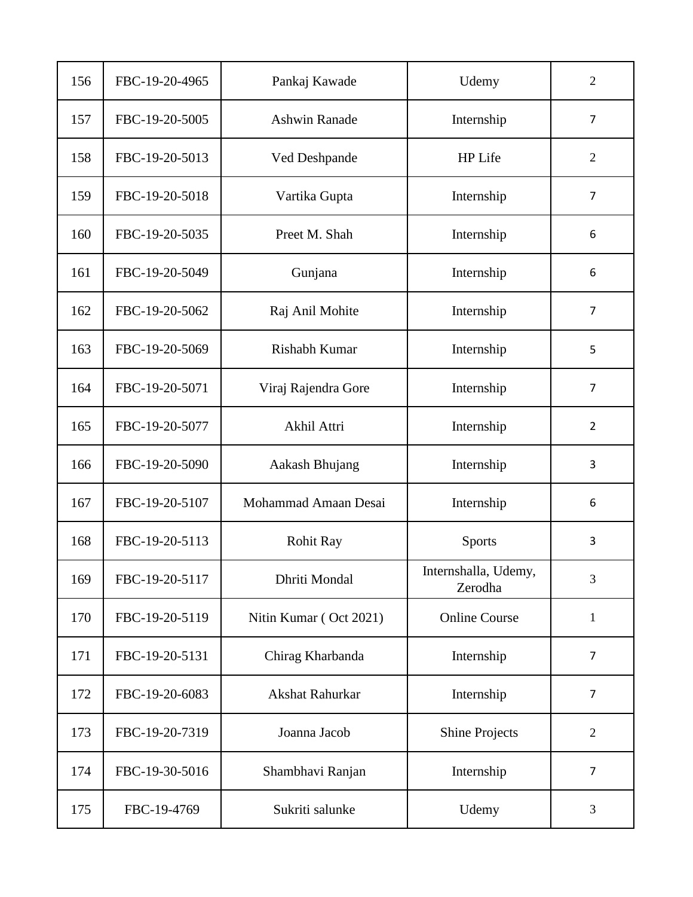| 156 | FBC-19-20-4965 | Pankaj Kawade | Udemy | 2 |
|---|---|---|---|---|
| 157 | FBC-19-20-5005 | Ashwin Ranade | Internship | 7 |
| 158 | FBC-19-20-5013 | Ved Deshpande | HP Life | 2 |
| 159 | FBC-19-20-5018 | Vartika Gupta | Internship | 7 |
| 160 | FBC-19-20-5035 | Preet M. Shah | Internship | 6 |
| 161 | FBC-19-20-5049 | Gunjana | Internship | 6 |
| 162 | FBC-19-20-5062 | Raj Anil Mohite | Internship | 7 |
| 163 | FBC-19-20-5069 | Rishabh Kumar | Internship | 5 |
| 164 | FBC-19-20-5071 | Viraj Rajendra Gore | Internship | 7 |
| 165 | FBC-19-20-5077 | Akhil Attri | Internship | 2 |
| 166 | FBC-19-20-5090 | Aakash Bhujang | Internship | 3 |
| 167 | FBC-19-20-5107 | Mohammad Amaan Desai | Internship | 6 |
| 168 | FBC-19-20-5113 | Rohit Ray | Sports | 3 |
| 169 | FBC-19-20-5117 | Dhriti Mondal | Internshalla, Udemy, Zerodha | 3 |
| 170 | FBC-19-20-5119 | Nitin Kumar ( Oct 2021) | Online Course | 1 |
| 171 | FBC-19-20-5131 | Chirag Kharbanda | Internship | 7 |
| 172 | FBC-19-20-6083 | Akshat Rahurkar | Internship | 7 |
| 173 | FBC-19-20-7319 | Joanna Jacob | Shine Projects | 2 |
| 174 | FBC-19-30-5016 | Shambhavi Ranjan | Internship | 7 |
| 175 | FBC-19-4769 | Sukriti salunke | Udemy | 3 |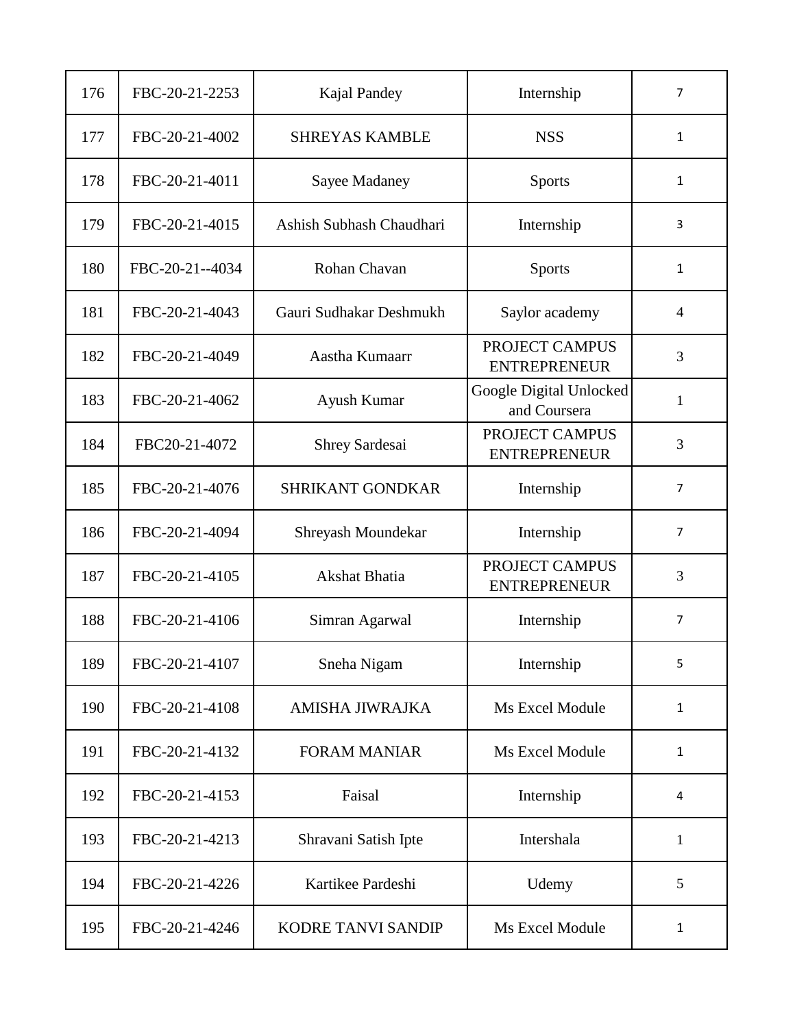| 176 | FBC-20-21-2253 | Kajal Pandey | Internship | 7 |
|---|---|---|---|---|
| 177 | FBC-20-21-4002 | SHREYAS KAMBLE | NSS | 1 |
| 178 | FBC-20-21-4011 | Sayee Madaney | Sports | 1 |
| 179 | FBC-20-21-4015 | Ashish Subhash Chaudhari | Internship | 3 |
| 180 | FBC-20-21--4034 | Rohan Chavan | Sports | 1 |
| 181 | FBC-20-21-4043 | Gauri Sudhakar Deshmukh | Saylor academy | 4 |
| 182 | FBC-20-21-4049 | Aastha Kumaarr | PROJECT CAMPUS ENTREPRENEUR | 3 |
| 183 | FBC-20-21-4062 | Ayush Kumar | Google Digital Unlocked and Coursera | 1 |
| 184 | FBC20-21-4072 | Shrey Sardesai | PROJECT CAMPUS ENTREPRENEUR | 3 |
| 185 | FBC-20-21-4076 | SHRIKANT GONDKAR | Internship | 7 |
| 186 | FBC-20-21-4094 | Shreyash Moundekar | Internship | 7 |
| 187 | FBC-20-21-4105 | Akshat Bhatia | PROJECT CAMPUS ENTREPRENEUR | 3 |
| 188 | FBC-20-21-4106 | Simran Agarwal | Internship | 7 |
| 189 | FBC-20-21-4107 | Sneha Nigam | Internship | 5 |
| 190 | FBC-20-21-4108 | AMISHA JIWRAJKA | Ms Excel Module | 1 |
| 191 | FBC-20-21-4132 | FORAM MANIAR | Ms Excel Module | 1 |
| 192 | FBC-20-21-4153 | Faisal | Internship | 4 |
| 193 | FBC-20-21-4213 | Shravani Satish Ipte | Intershala | 1 |
| 194 | FBC-20-21-4226 | Kartikee Pardeshi | Udemy | 5 |
| 195 | FBC-20-21-4246 | KODRE TANVI SANDIP | Ms Excel Module | 1 |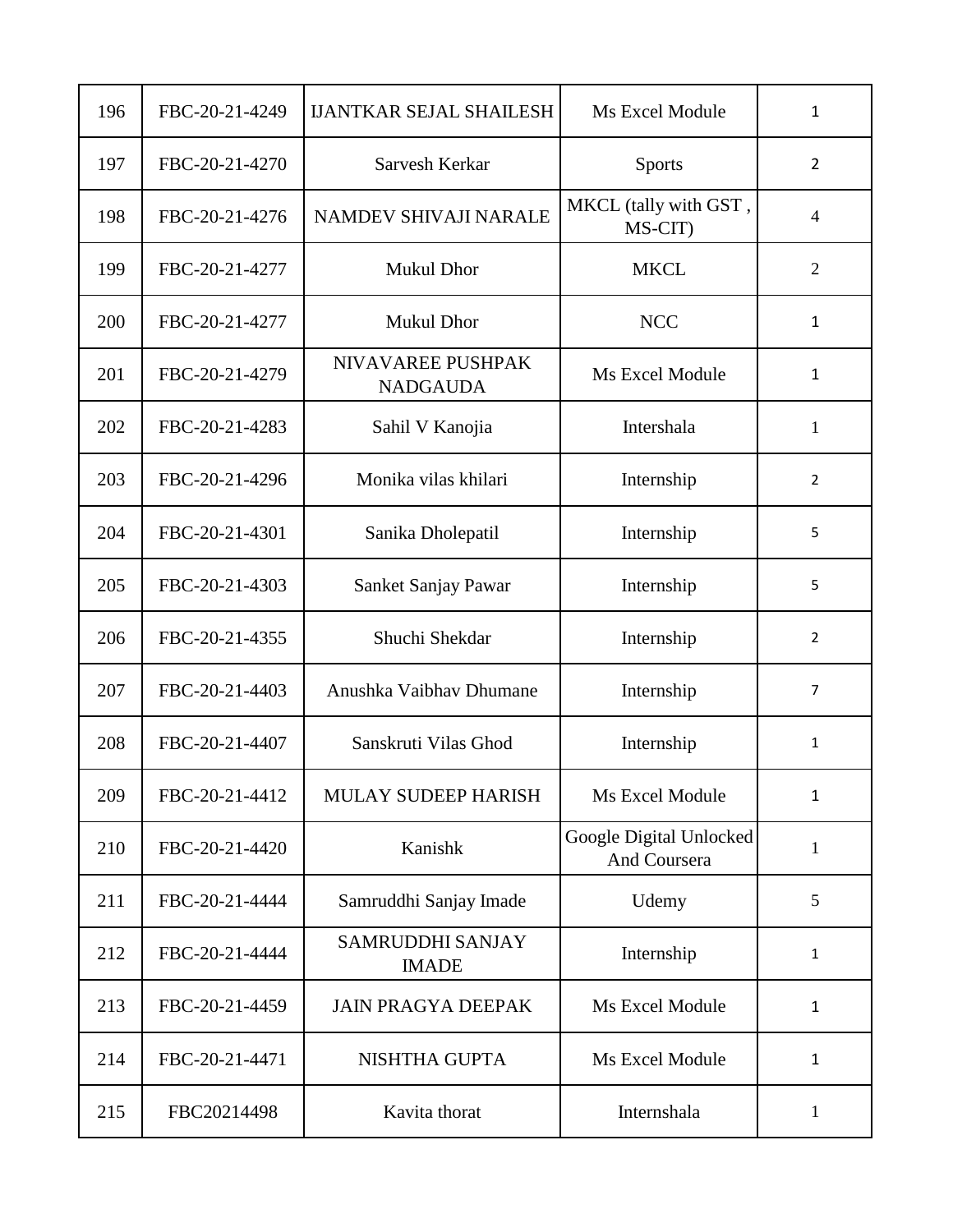| 196 | FBC-20-21-4249 | IJANTKAR SEJAL SHAILESH | Ms Excel Module | 1 |
|---|---|---|---|---|
| 197 | FBC-20-21-4270 | Sarvesh Kerkar | Sports | 2 |
| 198 | FBC-20-21-4276 | NAMDEV SHIVAJI NARALE | MKCL (tally with GST , MS-CIT) | 4 |
| 199 | FBC-20-21-4277 | Mukul Dhor | MKCL | 2 |
| 200 | FBC-20-21-4277 | Mukul Dhor | NCC | 1 |
| 201 | FBC-20-21-4279 | NIVAVAREE PUSHPAK NADGAUDA | Ms Excel Module | 1 |
| 202 | FBC-20-21-4283 | Sahil V Kanojia | Intershala | 1 |
| 203 | FBC-20-21-4296 | Monika vilas khilari | Internship | 2 |
| 204 | FBC-20-21-4301 | Sanika Dholepatil | Internship | 5 |
| 205 | FBC-20-21-4303 | Sanket Sanjay Pawar | Internship | 5 |
| 206 | FBC-20-21-4355 | Shuchi Shekdar | Internship | 2 |
| 207 | FBC-20-21-4403 | Anushka Vaibhav Dhumane | Internship | 7 |
| 208 | FBC-20-21-4407 | Sanskruti Vilas Ghod | Internship | 1 |
| 209 | FBC-20-21-4412 | MULAY SUDEEP HARISH | Ms Excel Module | 1 |
| 210 | FBC-20-21-4420 | Kanishk | Google Digital Unlocked And Coursera | 1 |
| 211 | FBC-20-21-4444 | Samruddhi Sanjay Imade | Udemy | 5 |
| 212 | FBC-20-21-4444 | SAMRUDDHI SANJAY IMADE | Internship | 1 |
| 213 | FBC-20-21-4459 | JAIN PRAGYA DEEPAK | Ms Excel Module | 1 |
| 214 | FBC-20-21-4471 | NISHTHA GUPTA | Ms Excel Module | 1 |
| 215 | FBC20214498 | Kavita thorat | Internshala | 1 |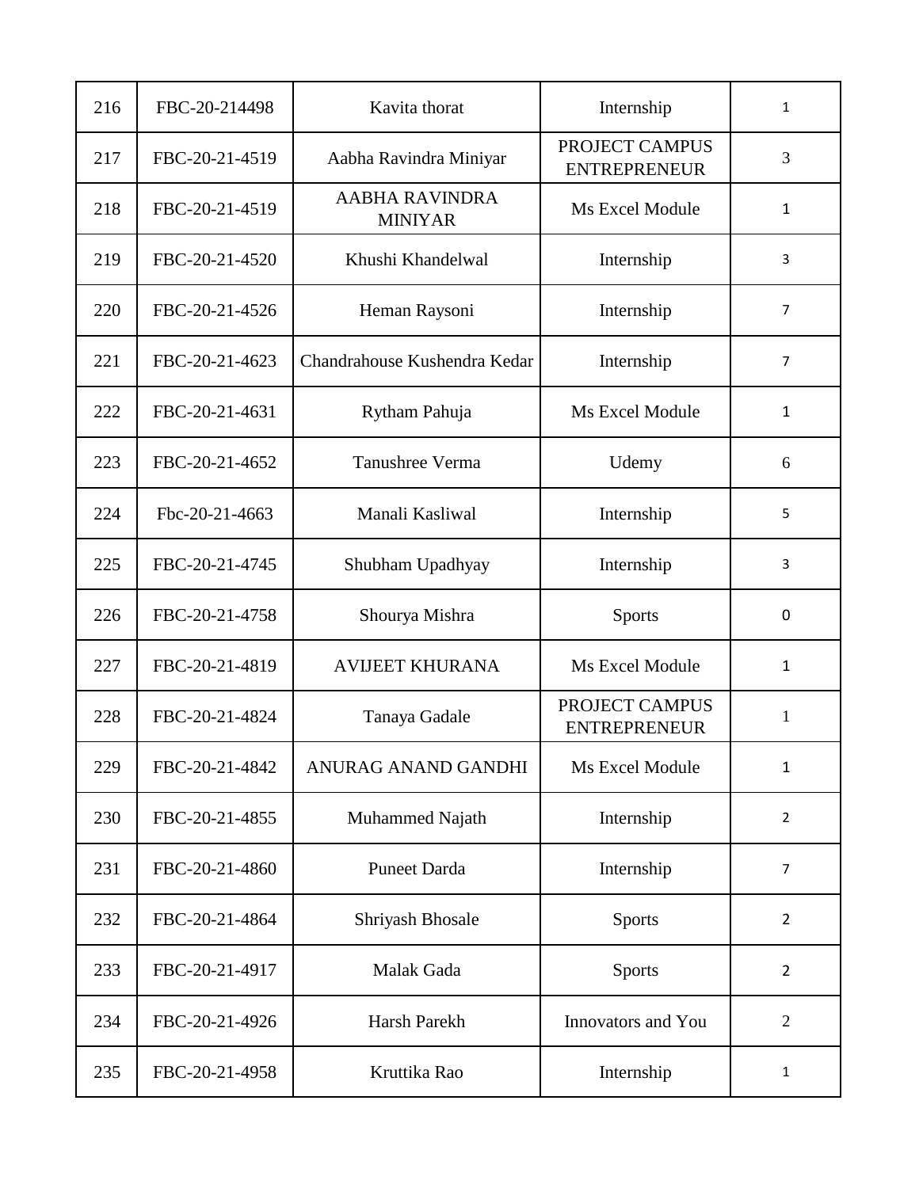| 216 | FBC-20-214498 | Kavita thorat | Internship | 1 |
|---|---|---|---|---|
| 217 | FBC-20-21-4519 | Aabha Ravindra Miniyar | PROJECT CAMPUS ENTREPRENEUR | 3 |
| 218 | FBC-20-21-4519 | AABHA RAVINDRA MINIYAR | Ms Excel Module | 1 |
| 219 | FBC-20-21-4520 | Khushi Khandelwal | Internship | 3 |
| 220 | FBC-20-21-4526 | Heman Raysoni | Internship | 7 |
| 221 | FBC-20-21-4623 | Chandrahouse Kushendra Kedar | Internship | 7 |
| 222 | FBC-20-21-4631 | Rytham Pahuja | Ms Excel Module | 1 |
| 223 | FBC-20-21-4652 | Tanushree Verma | Udemy | 6 |
| 224 | Fbc-20-21-4663 | Manali Kasliwal | Internship | 5 |
| 225 | FBC-20-21-4745 | Shubham Upadhyay | Internship | 3 |
| 226 | FBC-20-21-4758 | Shourya Mishra | Sports | 0 |
| 227 | FBC-20-21-4819 | AVIJEET KHURANA | Ms Excel Module | 1 |
| 228 | FBC-20-21-4824 | Tanaya Gadale | PROJECT CAMPUS ENTREPRENEUR | 1 |
| 229 | FBC-20-21-4842 | ANURAG ANAND GANDHI | Ms Excel Module | 1 |
| 230 | FBC-20-21-4855 | Muhammed Najath | Internship | 2 |
| 231 | FBC-20-21-4860 | Puneet Darda | Internship | 7 |
| 232 | FBC-20-21-4864 | Shriyash Bhosale | Sports | 2 |
| 233 | FBC-20-21-4917 | Malak Gada | Sports | 2 |
| 234 | FBC-20-21-4926 | Harsh Parekh | Innovators and You | 2 |
| 235 | FBC-20-21-4958 | Kruttika Rao | Internship | 1 |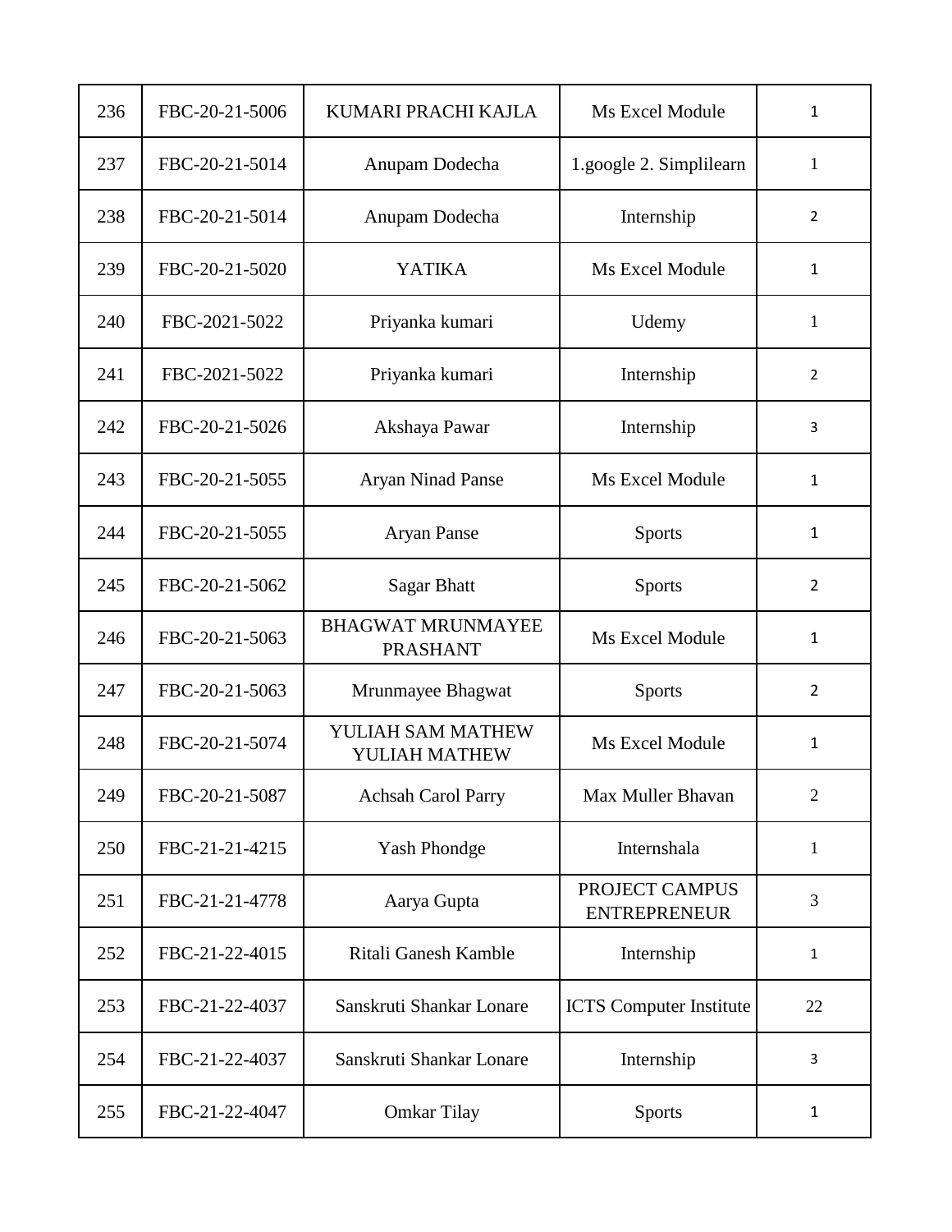| 236 | FBC-20-21-5006 | KUMARI PRACHI KAJLA | Ms Excel Module | 1 |
|---|---|---|---|---|
| 237 | FBC-20-21-5014 | Anupam Dodecha | 1.google 2. Simplilearn | 1 |
| 238 | FBC-20-21-5014 | Anupam Dodecha | Internship | 2 |
| 239 | FBC-20-21-5020 | YATIKA | Ms Excel Module | 1 |
| 240 | FBC-2021-5022 | Priyanka kumari | Udemy | 1 |
| 241 | FBC-2021-5022 | Priyanka kumari | Internship | 2 |
| 242 | FBC-20-21-5026 | Akshaya Pawar | Internship | 3 |
| 243 | FBC-20-21-5055 | Aryan Ninad Panse | Ms Excel Module | 1 |
| 244 | FBC-20-21-5055 | Aryan Panse | Sports | 1 |
| 245 | FBC-20-21-5062 | Sagar Bhatt | Sports | 2 |
| 246 | FBC-20-21-5063 | BHAGWAT MRUNMAYEE PRASHANT | Ms Excel Module | 1 |
| 247 | FBC-20-21-5063 | Mrunmayee Bhagwat | Sports | 2 |
| 248 | FBC-20-21-5074 | YULIAH SAM MATHEW YULIAH MATHEW | Ms Excel Module | 1 |
| 249 | FBC-20-21-5087 | Achsah Carol Parry | Max Muller Bhavan | 2 |
| 250 | FBC-21-21-4215 | Yash Phondge | Internshala | 1 |
| 251 | FBC-21-21-4778 | Aarya Gupta | PROJECT CAMPUS ENTREPRENEUR | 3 |
| 252 | FBC-21-22-4015 | Ritali Ganesh Kamble | Internship | 1 |
| 253 | FBC-21-22-4037 | Sanskruti Shankar Lonare | ICTS Computer Institute | 22 |
| 254 | FBC-21-22-4037 | Sanskruti Shankar Lonare | Internship | 3 |
| 255 | FBC-21-22-4047 | Omkar Tilay | Sports | 1 |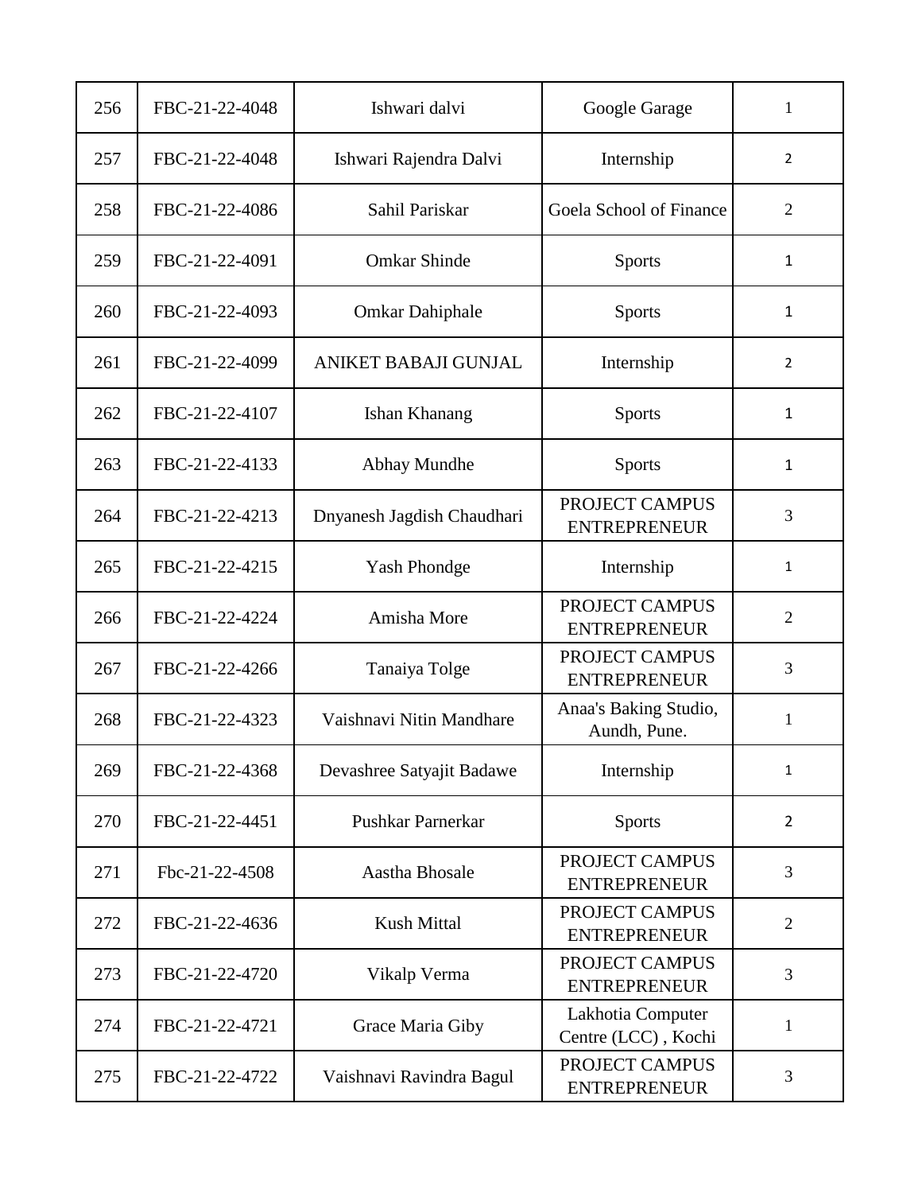| 256 | FBC-21-22-4048 | Ishwari dalvi | Google Garage | 1 |
|---|---|---|---|---|
| 257 | FBC-21-22-4048 | Ishwari Rajendra Dalvi | Internship | 2 |
| 258 | FBC-21-22-4086 | Sahil Pariskar | Goela School of Finance | 2 |
| 259 | FBC-21-22-4091 | Omkar Shinde | Sports | 1 |
| 260 | FBC-21-22-4093 | Omkar Dahiphale | Sports | 1 |
| 261 | FBC-21-22-4099 | ANIKET BABAJI GUNJAL | Internship | 2 |
| 262 | FBC-21-22-4107 | Ishan Khanang | Sports | 1 |
| 263 | FBC-21-22-4133 | Abhay Mundhe | Sports | 1 |
| 264 | FBC-21-22-4213 | Dnyanesh Jagdish Chaudhari | PROJECT CAMPUS ENTREPRENEUR | 3 |
| 265 | FBC-21-22-4215 | Yash Phondge | Internship | 1 |
| 266 | FBC-21-22-4224 | Amisha More | PROJECT CAMPUS ENTREPRENEUR | 2 |
| 267 | FBC-21-22-4266 | Tanaiya Tolge | PROJECT CAMPUS ENTREPRENEUR | 3 |
| 268 | FBC-21-22-4323 | Vaishnavi Nitin Mandhare | Anaa's Baking Studio, Aundh, Pune. | 1 |
| 269 | FBC-21-22-4368 | Devashree Satyajit Badawe | Internship | 1 |
| 270 | FBC-21-22-4451 | Pushkar Parnerkar | Sports | 2 |
| 271 | Fbc-21-22-4508 | Aastha Bhosale | PROJECT CAMPUS ENTREPRENEUR | 3 |
| 272 | FBC-21-22-4636 | Kush Mittal | PROJECT CAMPUS ENTREPRENEUR | 2 |
| 273 | FBC-21-22-4720 | Vikalp Verma | PROJECT CAMPUS ENTREPRENEUR | 3 |
| 274 | FBC-21-22-4721 | Grace Maria Giby | Lakhotia Computer Centre (LCC) , Kochi | 1 |
| 275 | FBC-21-22-4722 | Vaishnavi Ravindra Bagul | PROJECT CAMPUS ENTREPRENEUR | 3 |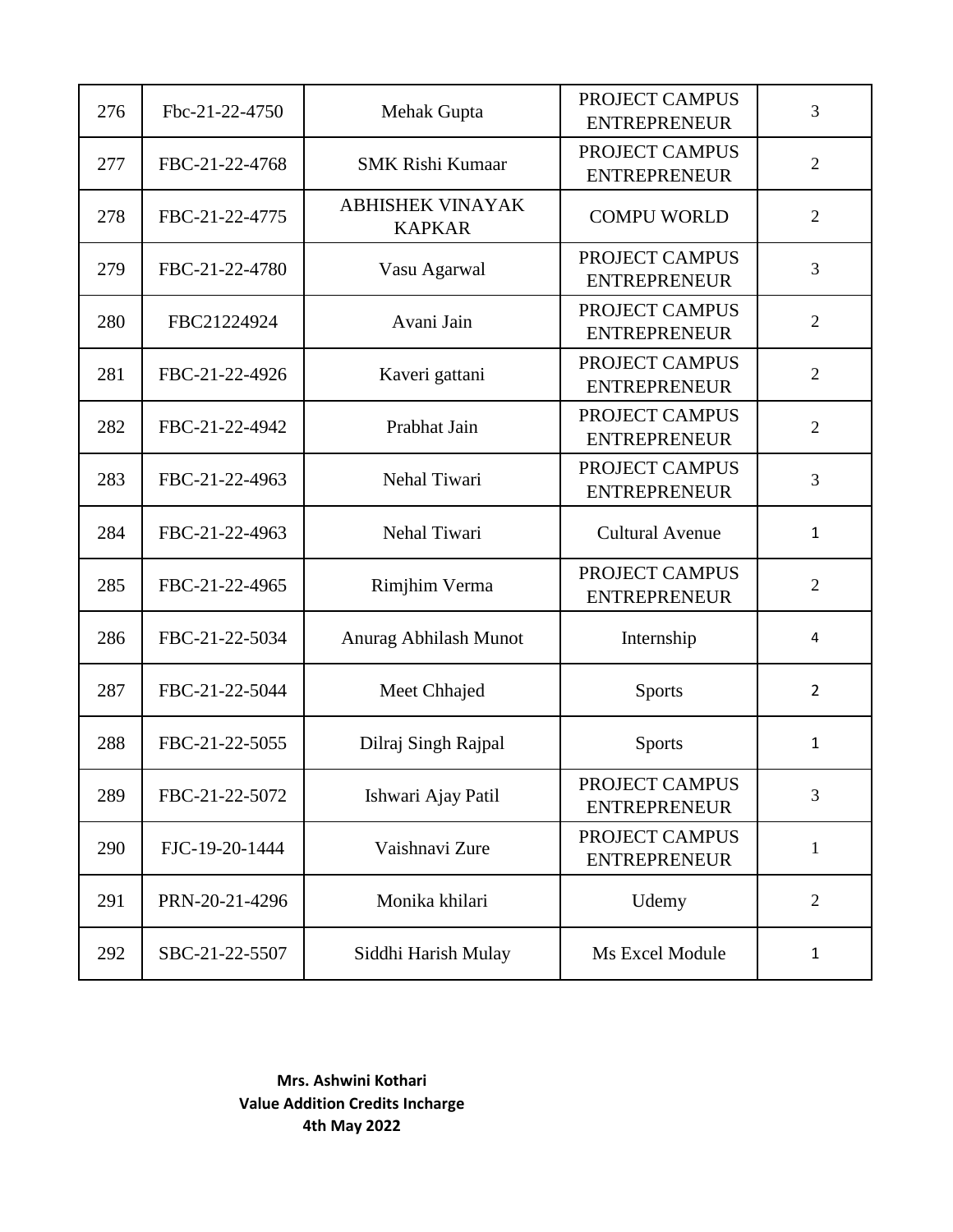| | | | | |
|---|---|---|---|---|
| 276 | Fbc-21-22-4750 | Mehak Gupta | PROJECT CAMPUS ENTREPRENEUR | 3 |
| 277 | FBC-21-22-4768 | SMK Rishi Kumaar | PROJECT CAMPUS ENTREPRENEUR | 2 |
| 278 | FBC-21-22-4775 | ABHISHEK VINAYAK KAPKAR | COMPU WORLD | 2 |
| 279 | FBC-21-22-4780 | Vasu Agarwal | PROJECT CAMPUS ENTREPRENEUR | 3 |
| 280 | FBC21224924 | Avani Jain | PROJECT CAMPUS ENTREPRENEUR | 2 |
| 281 | FBC-21-22-4926 | Kaveri gattani | PROJECT CAMPUS ENTREPRENEUR | 2 |
| 282 | FBC-21-22-4942 | Prabhat Jain | PROJECT CAMPUS ENTREPRENEUR | 2 |
| 283 | FBC-21-22-4963 | Nehal Tiwari | PROJECT CAMPUS ENTREPRENEUR | 3 |
| 284 | FBC-21-22-4963 | Nehal Tiwari | Cultural Avenue | 1 |
| 285 | FBC-21-22-4965 | Rimjhim Verma | PROJECT CAMPUS ENTREPRENEUR | 2 |
| 286 | FBC-21-22-5034 | Anurag Abhilash Munot | Internship | 4 |
| 287 | FBC-21-22-5044 | Meet Chhajed | Sports | 2 |
| 288 | FBC-21-22-5055 | Dilraj Singh Rajpal | Sports | 1 |
| 289 | FBC-21-22-5072 | Ishwari Ajay Patil | PROJECT CAMPUS ENTREPRENEUR | 3 |
| 290 | FJC-19-20-1444 | Vaishnavi Zure | PROJECT CAMPUS ENTREPRENEUR | 1 |
| 291 | PRN-20-21-4296 | Monika khilari | Udemy | 2 |
| 292 | SBC-21-22-5507 | Siddhi Harish Mulay | Ms Excel Module | 1 |

**Mrs. Ashwini Kothari**
**Value Addition Credits Incharge**
**4th May 2022**